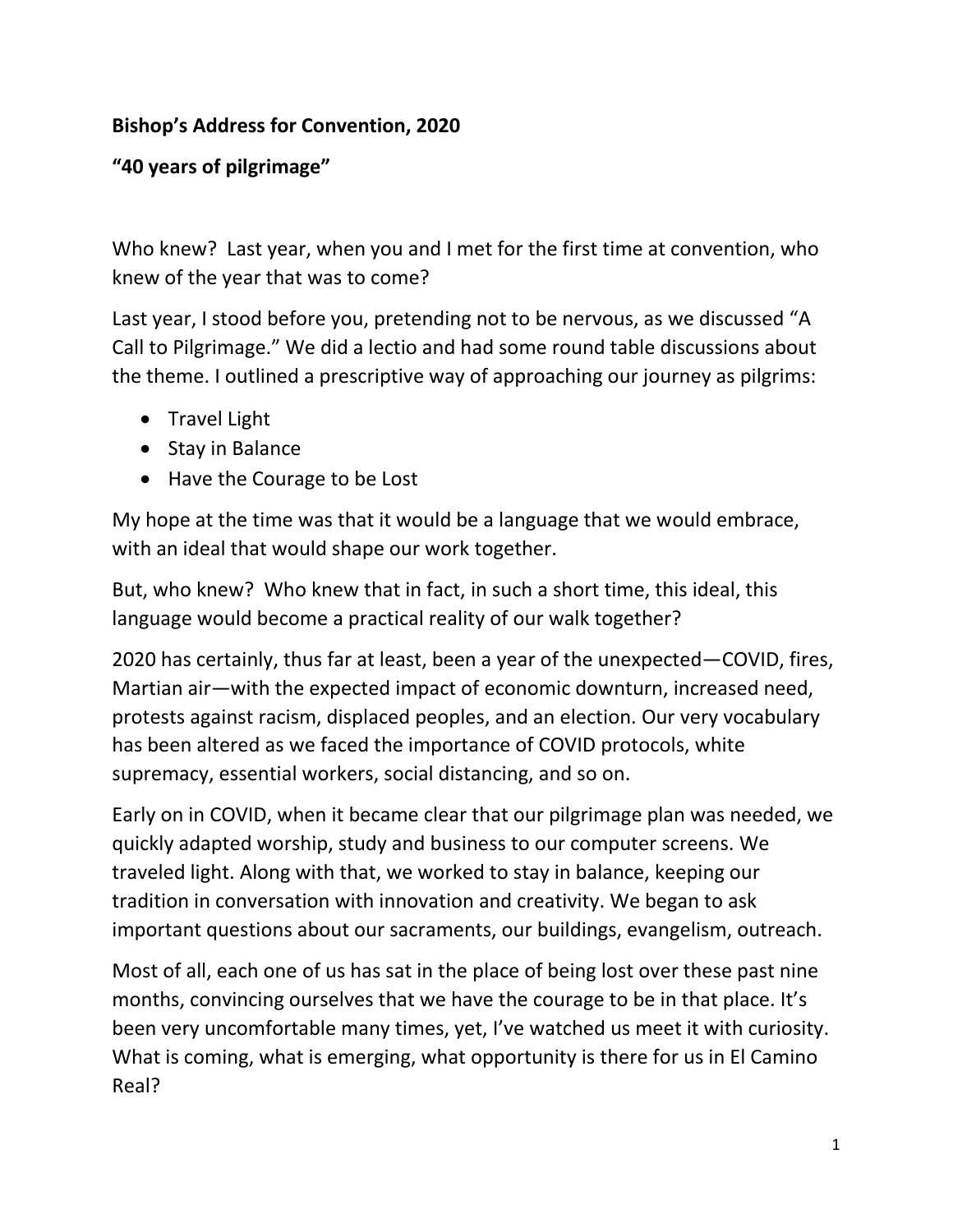**Bishop's Address for Convention, 2020**

**"40 years of pilgrimage"**

Who knew? Last year, when you and I met for the first time at convention, who knew of the year that was to come?

Last year, I stood before you, pretending not to be nervous, as we discussed "A Call to Pilgrimage." We did a lectio and had some round table discussions about the theme. I outlined a prescriptive way of approaching our journey as pilgrims:

- Travel Light
- Stay in Balance
- Have the Courage to be Lost

My hope at the time was that it would be a language that we would embrace, with an ideal that would shape our work together.

But, who knew? Who knew that in fact, in such a short time, this ideal, this language would become a practical reality of our walk together?

2020 has certainly, thus far at least, been a year of the unexpected—COVID, fires, Martian air—with the expected impact of economic downturn, increased need, protests against racism, displaced peoples, and an election. Our very vocabulary has been altered as we faced the importance of COVID protocols, white supremacy, essential workers, social distancing, and so on.

Early on in COVID, when it became clear that our pilgrimage plan was needed, we quickly adapted worship, study and business to our computer screens. We traveled light. Along with that, we worked to stay in balance, keeping our tradition in conversation with innovation and creativity. We began to ask important questions about our sacraments, our buildings, evangelism, outreach.

Most of all, each one of us has sat in the place of being lost over these past nine months, convincing ourselves that we have the courage to be in that place. It's been very uncomfortable many times, yet, I've watched us meet it with curiosity. What is coming, what is emerging, what opportunity is there for us in El Camino Real?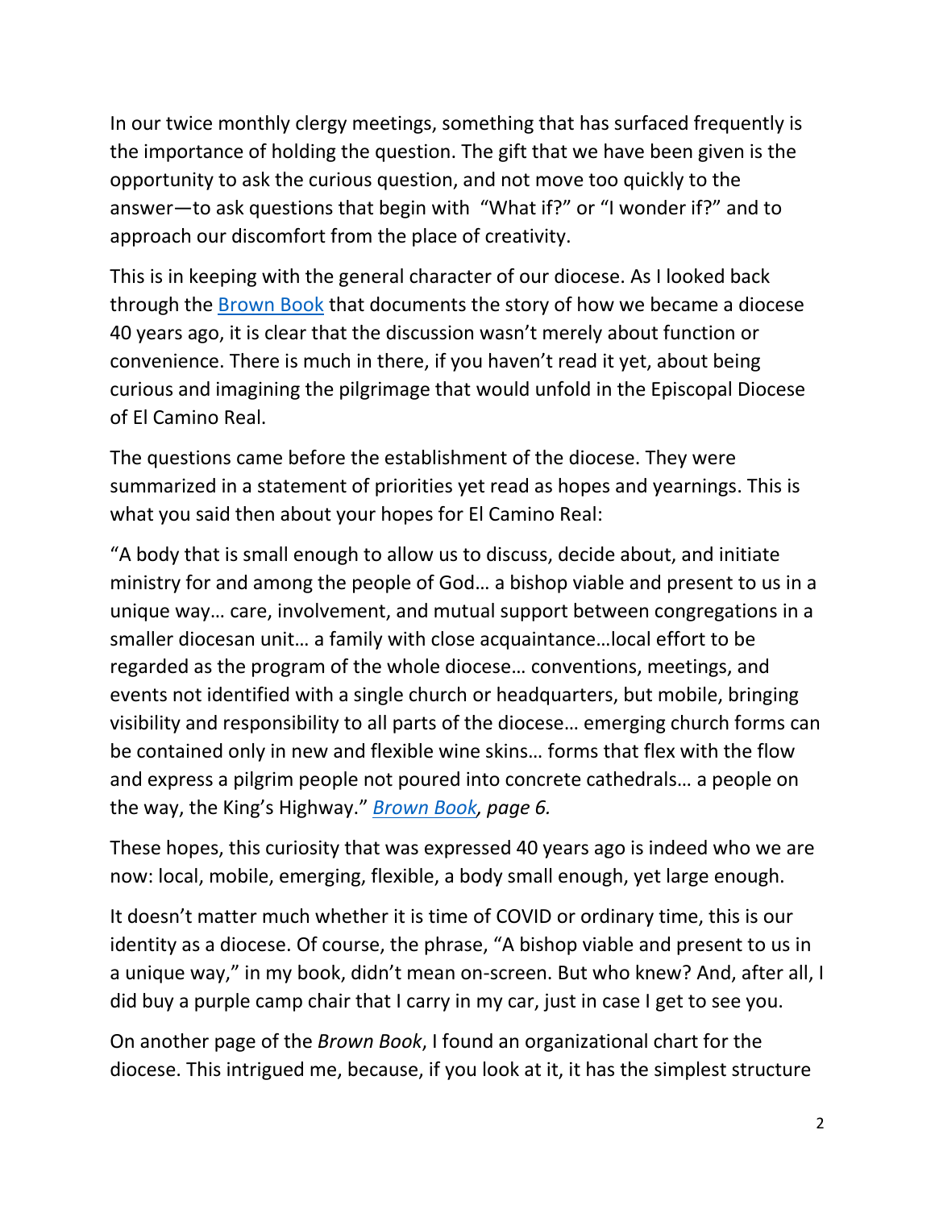In our twice monthly clergy meetings, something that has surfaced frequently is the importance of holding the question. The gift that we have been given is the opportunity to ask the curious question, and not move too quickly to the answer—to ask questions that begin with "What if?" or "I wonder if?" and to approach our discomfort from the place of creativity.

This is in keeping with the general character of our diocese. As I looked back through the [Brown Book] that documents the story of how we became a diocese 40 years ago, it is clear that the discussion wasn't merely about function or convenience. There is much in there, if you haven't read it yet, about being curious and imagining the pilgrimage that would unfold in the Episcopal Diocese of El Camino Real.

The questions came before the establishment of the diocese. They were summarized in a statement of priorities yet read as hopes and yearnings. This is what you said then about your hopes for El Camino Real:

"A body that is small enough to allow us to discuss, decide about, and initiate ministry for and among the people of God… a bishop viable and present to us in a unique way… care, involvement, and mutual support between congregations in a smaller diocesan unit… a family with close acquaintance…local effort to be regarded as the program of the whole diocese… conventions, meetings, and events not identified with a single church or headquarters, but mobile, bringing visibility and responsibility to all parts of the diocese… emerging church forms can be contained only in new and flexible wine skins… forms that flex with the flow and express a pilgrim people not poured into concrete cathedrals… a people on the way, the King's Highway." *Brown Book, page 6.*

These hopes, this curiosity that was expressed 40 years ago is indeed who we are now: local, mobile, emerging, flexible, a body small enough, yet large enough.

It doesn't matter much whether it is time of COVID or ordinary time, this is our identity as a diocese. Of course, the phrase, "A bishop viable and present to us in a unique way," in my book, didn't mean on-screen. But who knew? And, after all, I did buy a purple camp chair that I carry in my car, just in case I get to see you.

On another page of the *Brown Book*, I found an organizational chart for the diocese. This intrigued me, because, if you look at it, it has the simplest structure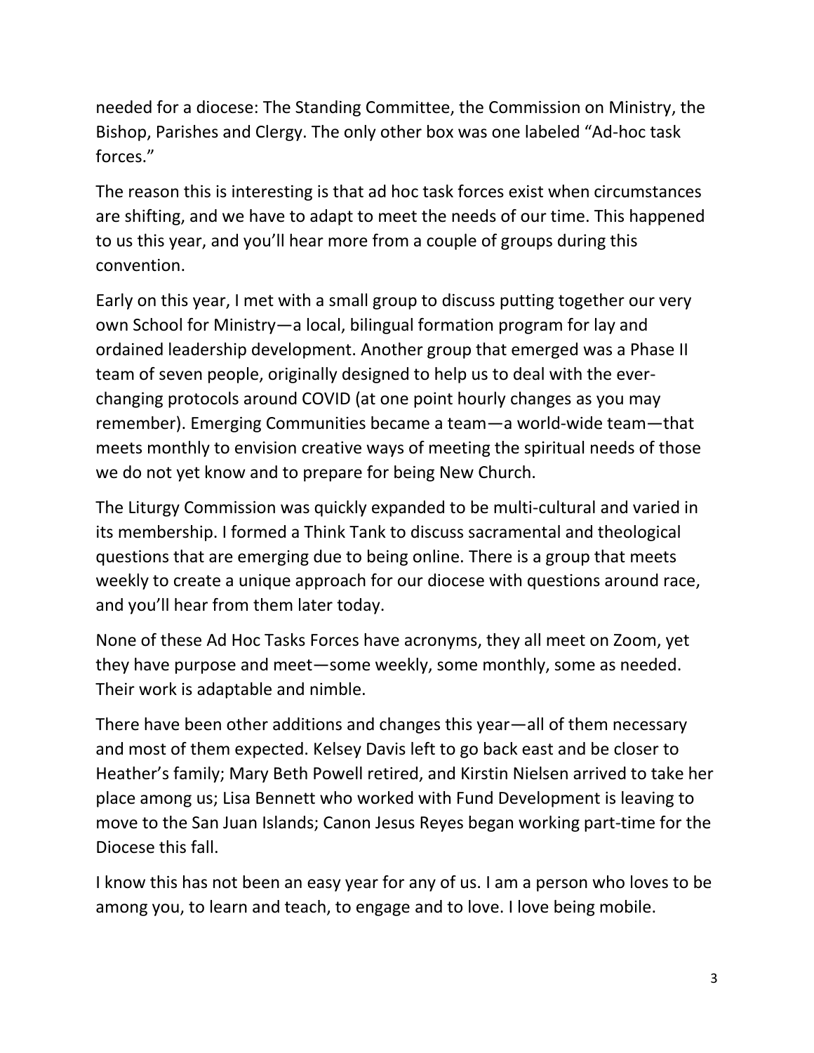needed for a diocese: The Standing Committee, the Commission on Ministry, the Bishop, Parishes and Clergy. The only other box was one labeled "Ad-hoc task forces."

The reason this is interesting is that ad hoc task forces exist when circumstances are shifting, and we have to adapt to meet the needs of our time. This happened to us this year, and you'll hear more from a couple of groups during this convention.

Early on this year, I met with a small group to discuss putting together our very own School for Ministry—a local, bilingual formation program for lay and ordained leadership development. Another group that emerged was a Phase II team of seven people, originally designed to help us to deal with the ever-changing protocols around COVID (at one point hourly changes as you may remember). Emerging Communities became a team—a world-wide team—that meets monthly to envision creative ways of meeting the spiritual needs of those we do not yet know and to prepare for being New Church.

The Liturgy Commission was quickly expanded to be multi-cultural and varied in its membership. I formed a Think Tank to discuss sacramental and theological questions that are emerging due to being online. There is a group that meets weekly to create a unique approach for our diocese with questions around race, and you'll hear from them later today.

None of these Ad Hoc Tasks Forces have acronyms, they all meet on Zoom, yet they have purpose and meet—some weekly, some monthly, some as needed. Their work is adaptable and nimble.

There have been other additions and changes this year—all of them necessary and most of them expected. Kelsey Davis left to go back east and be closer to Heather's family; Mary Beth Powell retired, and Kirstin Nielsen arrived to take her place among us; Lisa Bennett who worked with Fund Development is leaving to move to the San Juan Islands; Canon Jesus Reyes began working part-time for the Diocese this fall.

I know this has not been an easy year for any of us. I am a person who loves to be among you, to learn and teach, to engage and to love. I love being mobile.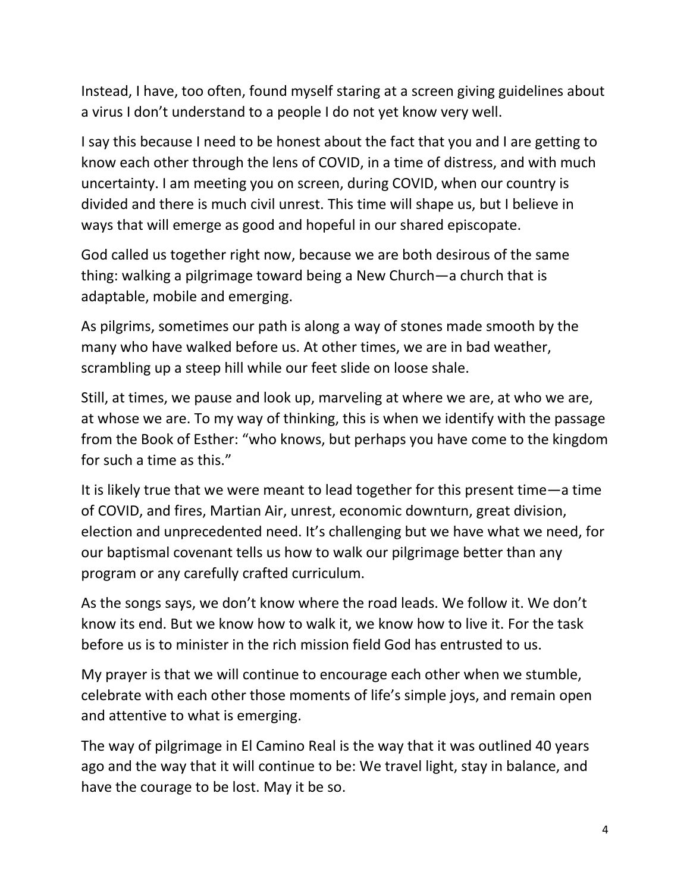Instead, I have, too often, found myself staring at a screen giving guidelines about a virus I don't understand to a people I do not yet know very well.

I say this because I need to be honest about the fact that you and I are getting to know each other through the lens of COVID, in a time of distress, and with much uncertainty. I am meeting you on screen, during COVID, when our country is divided and there is much civil unrest. This time will shape us, but I believe in ways that will emerge as good and hopeful in our shared episcopate.

God called us together right now, because we are both desirous of the same thing: walking a pilgrimage toward being a New Church—a church that is adaptable, mobile and emerging.

As pilgrims, sometimes our path is along a way of stones made smooth by the many who have walked before us. At other times, we are in bad weather, scrambling up a steep hill while our feet slide on loose shale.

Still, at times, we pause and look up, marveling at where we are, at who we are, at whose we are. To my way of thinking, this is when we identify with the passage from the Book of Esther: "who knows, but perhaps you have come to the kingdom for such a time as this."

It is likely true that we were meant to lead together for this present time—a time of COVID, and fires, Martian Air, unrest, economic downturn, great division, election and unprecedented need. It's challenging but we have what we need, for our baptismal covenant tells us how to walk our pilgrimage better than any program or any carefully crafted curriculum.

As the songs says, we don't know where the road leads. We follow it. We don't know its end. But we know how to walk it, we know how to live it. For the task before us is to minister in the rich mission field God has entrusted to us.

My prayer is that we will continue to encourage each other when we stumble, celebrate with each other those moments of life's simple joys, and remain open and attentive to what is emerging.

The way of pilgrimage in El Camino Real is the way that it was outlined 40 years ago and the way that it will continue to be: We travel light, stay in balance, and have the courage to be lost. May it be so.